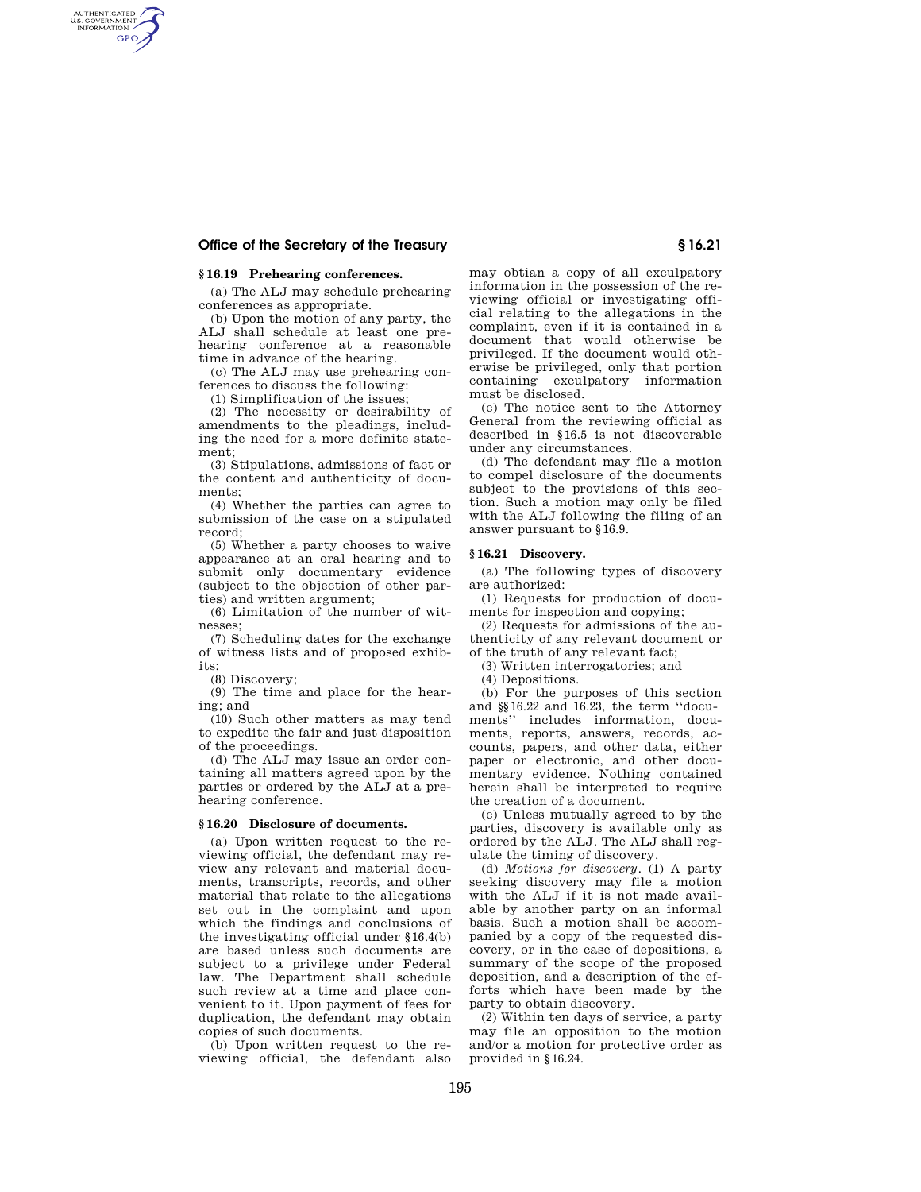### § 16.19 Prehearing conferences.

(a) The ALJ may schedule prehearing conferences as appropriate.

(b) Upon the motion of any party, the ALJ shall schedule at least one prehearing conference at a reasonable time in advance of the hearing.

(c) The ALJ may use prehearing conferences to discuss the following:

(1) Simplification of the issues;

(2) The necessity or desirability of amendments to the pleadings, including the need for a more definite statement;

(3) Stipulations, admissions of fact or the content and authenticity of documents;

(4) Whether the parties can agree to submission of the case on a stipulated record;

(5) Whether a party chooses to waive appearance at an oral hearing and to submit only documentary evidence (subject to the objection of other parties) and written argument;

(6) Limitation of the number of witnesses;

(7) Scheduling dates for the exchange of witness lists and of proposed exhibits;

(8) Discovery;

(9) The time and place for the hearing; and

(10) Such other matters as may tend to expedite the fair and just disposition of the proceedings.

(d) The ALJ may issue an order containing all matters agreed upon by the parties or ordered by the ALJ at a prehearing conference.

### § 16.20 Disclosure of documents.

(a) Upon written request to the reviewing official, the defendant may review any relevant and material documents, transcripts, records, and other material that relate to the allegations set out in the complaint and upon which the findings and conclusions of the investigating official under § 16.4(b) are based unless such documents are subject to a privilege under Federal law. The Department shall schedule such review at a time and place convenient to it. Upon payment of fees for duplication, the defendant may obtain copies of such documents.

(b) Upon written request to the reviewing official, the defendant also may obtian a copy of all exculpatory information in the possession of the reviewing official or investigating official relating to the allegations in the complaint, even if it is contained in a document that would otherwise be privileged. If the document would otherwise be privileged, only that portion containing exculpatory information must be disclosed.

(c) The notice sent to the Attorney General from the reviewing official as described in § 16.5 is not discoverable under any circumstances.

(d) The defendant may file a motion to compel disclosure of the documents subject to the provisions of this section. Such a motion may only be filed with the ALJ following the filing of an answer pursuant to § 16.9.

### § 16.21 Discovery.

(a) The following types of discovery are authorized:

(1) Requests for production of documents for inspection and copying;

(2) Requests for admissions of the authenticity of any relevant document or of the truth of any relevant fact;

(3) Written interrogatories; and

(4) Depositions.

(b) For the purposes of this section and §§ 16.22 and 16.23, the term "documents" includes information, documents, reports, answers, records, accounts, papers, and other data, either paper or electronic, and other documentary evidence. Nothing contained herein shall be interpreted to require the creation of a document.

(c) Unless mutually agreed to by the parties, discovery is available only as ordered by the ALJ. The ALJ shall regulate the timing of discovery.

(d) *Motions for discovery.* (1) A party seeking discovery may file a motion with the ALJ if it is not made available by another party on an informal basis. Such a motion shall be accompanied by a copy of the requested discovery, or in the case of depositions, a summary of the scope of the proposed deposition, and a description of the efforts which have been made by the party to obtain discovery.

(2) Within ten days of service, a party may file an opposition to the motion and/or a motion for protective order as provided in § 16.24.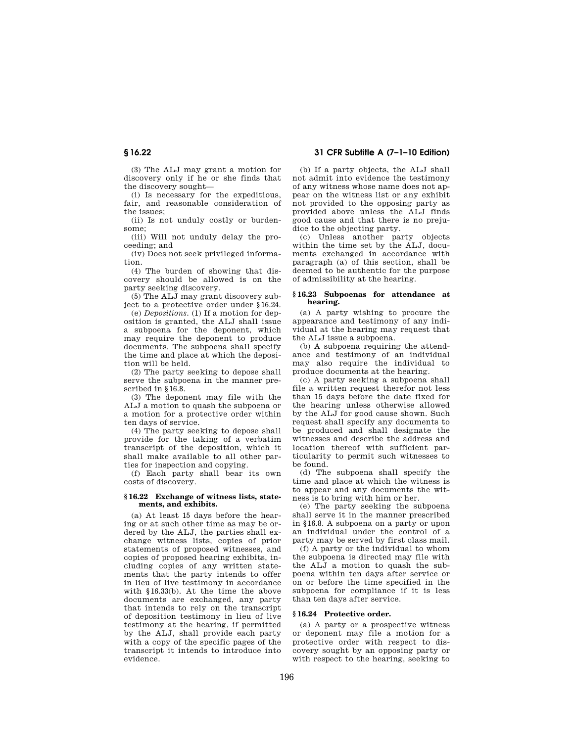(3) The ALJ may grant a motion for discovery only if he or she finds that the discovery sought—

(i) Is necessary for the expeditious, fair, and reasonable consideration of the issues;

(ii) Is not unduly costly or burdensome;

(iii) Will not unduly delay the proceeding; and

(iv) Does not seek privileged information.

(4) The burden of showing that discovery should be allowed is on the party seeking discovery.

(5) The ALJ may grant discovery subject to a protective order under §16.24.

(e) *Depositions.* (1) If a motion for deposition is granted, the ALJ shall issue a subpoena for the deponent, which may require the deponent to produce documents. The subpoena shall specify the time and place at which the deposition will be held.

(2) The party seeking to depose shall serve the subpoena in the manner prescribed in §16.8.

(3) The deponent may file with the ALJ a motion to quash the subpoena or a motion for a protective order within ten days of service.

(4) The party seeking to depose shall provide for the taking of a verbatim transcript of the deposition, which it shall make available to all other parties for inspection and copying.

(f) Each party shall bear its own costs of discovery.

### §16.22 Exchange of witness lists, statements, and exhibits.

(a) At least 15 days before the hearing or at such other time as may be ordered by the ALJ, the parties shall exchange witness lists, copies of prior statements of proposed witnesses, and copies of proposed hearing exhibits, including copies of any written statements that the party intends to offer in lieu of live testimony in accordance with §16.33(b). At the time the above documents are exchanged, any party that intends to rely on the transcript of deposition testimony in lieu of live testimony at the hearing, if permitted by the ALJ, shall provide each party with a copy of the specific pages of the transcript it intends to introduce into evidence.

(b) If a party objects, the ALJ shall not admit into evidence the testimony of any witness whose name does not appear on the witness list or any exhibit not provided to the opposing party as provided above unless the ALJ finds good cause and that there is no prejudice to the objecting party.

(c) Unless another party objects within the time set by the ALJ, documents exchanged in accordance with paragraph (a) of this section, shall be deemed to be authentic for the purpose of admissibility at the hearing.

### §16.23 Subpoenas for attendance at hearing.

(a) A party wishing to procure the appearance and testimony of any individual at the hearing may request that the ALJ issue a subpoena.

(b) A subpoena requiring the attendance and testimony of an individual may also require the individual to produce documents at the hearing.

(c) A party seeking a subpoena shall file a written request therefor not less than 15 days before the date fixed for the hearing unless otherwise allowed by the ALJ for good cause shown. Such request shall specify any documents to be produced and shall designate the witnesses and describe the address and location thereof with sufficient particularity to permit such witnesses to be found.

(d) The subpoena shall specify the time and place at which the witness is to appear and any documents the witness is to bring with him or her.

(e) The party seeking the subpoena shall serve it in the manner prescribed in §16.8. A subpoena on a party or upon an individual under the control of a party may be served by first class mail.

(f) A party or the individual to whom the subpoena is directed may file with the ALJ a motion to quash the subpoena within ten days after service or on or before the time specified in the subpoena for compliance if it is less than ten days after service.

### §16.24 Protective order.

(a) A party or a prospective witness or deponent may file a motion for a protective order with respect to discovery sought by an opposing party or with respect to the hearing, seeking to